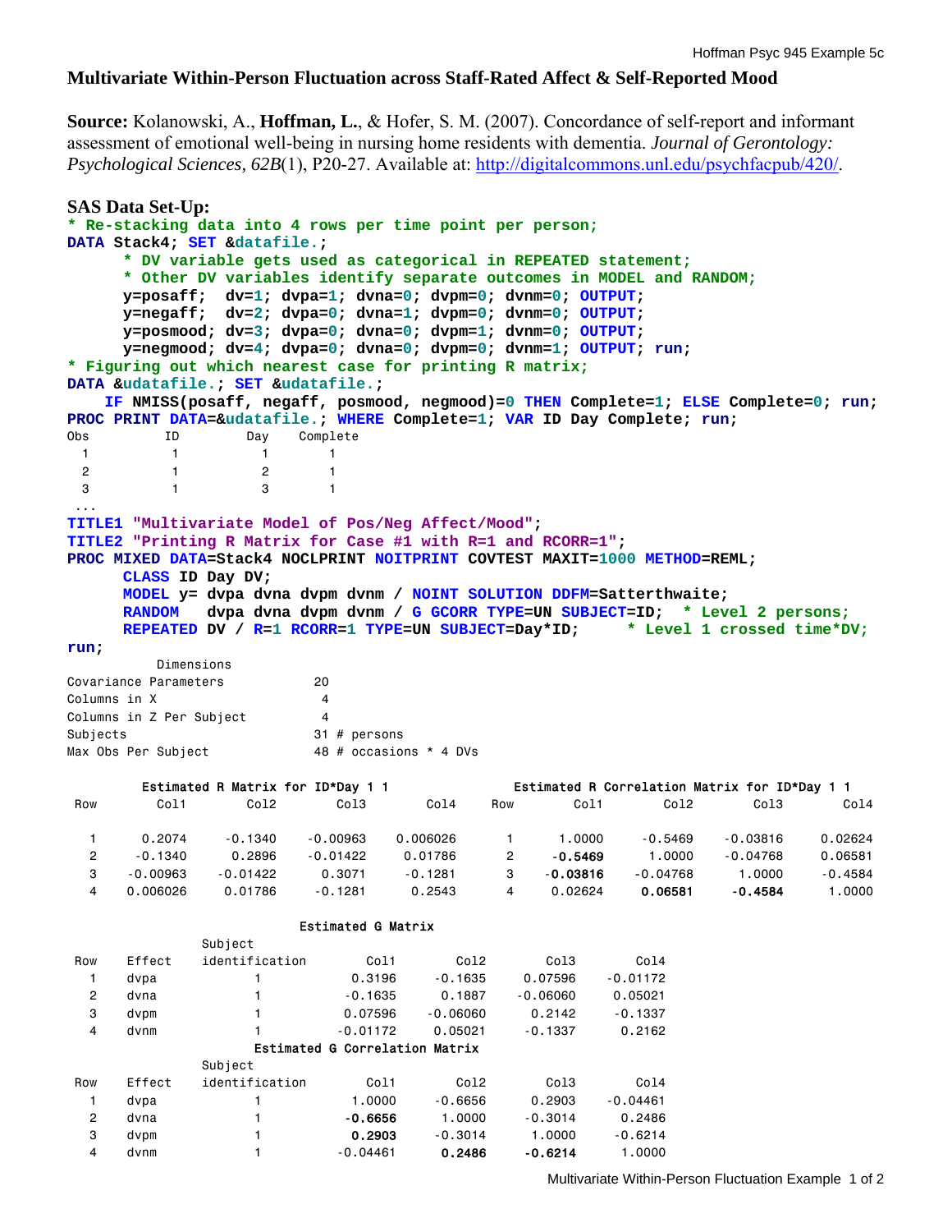# Multivariate Within-Person Fluctuation across Staff-Rated Affect & Self-Reported Mood

**Source:** Kolanowski, A., **Hoffman, L.**, & Hofer, S. M. (2007). Concordance of self-report and informant assessment of emotional well-being in nursing home residents with dementia. *Journal of Gerontology: Psychological Sciences, 62B*(1), P20-27. Available at: http://digitalcommons.unl.edu/psychfacpub/420/.

## SAS Data Set-Up:

```
* Re-stacking data into 4 rows per time point per person;
DATA Stack4; SET &datafile.;
      * DV variable gets used as categorical in REPEATED statement;
      * Other DV variables identify separate outcomes in MODEL and RANDOM;
      y=posaff;  dv=1; dvpa=1; dvna=0; dvpm=0; dvnm=0; OUTPUT;
      y=negaff;  dv=2; dvpa=0; dvna=1; dvpm=0; dvnm=0; OUTPUT;
      y=posmood; dv=3; dvpa=0; dvna=0; dvpm=1; dvnm=0; OUTPUT;
      y=negmood; dv=4; dvpa=0; dvna=0; dvpm=0; dvnm=1; OUTPUT; run;
* Figuring out which nearest case for printing R matrix;
DATA &udatafile.; SET &udatafile.;
    IF NMISS(posaff, negaff, posmood, negmood)=0 THEN Complete=1; ELSE Complete=0; run;
PROC PRINT DATA=&udatafile.; WHERE Complete=1; VAR ID Day Complete; run;
Obs         ID        Day    Complete
  1          1          1       1
  2          1          2       1
  3          1          3       1
 ...
TITLE1 "Multivariate Model of Pos/Neg Affect/Mood";
TITLE2 "Printing R Matrix for Case #1 with R=1 and RCORR=1";
PROC MIXED DATA=Stack4 NOCLPRINT NOITPRINT COVTEST MAXIT=1000 METHOD=REML;
      CLASS ID Day DV;
      MODEL y= dvpa dvna dvpm dvnm / NOINT SOLUTION DDFM=Satterthwaite;
      RANDOM   dvpa dvna dvpm dvnm / G GCORR TYPE=UN SUBJECT=ID;  * Level 2 persons;
      REPEATED DV / R=1 RCORR=1 TYPE=UN SUBJECT=Day*ID;     * Level 1 crossed time*DV;
run;
```

```
          Dimensions
Covariance Parameters           20
Columns in X                     4
Columns in Z Per Subject         4
Subjects                        31 # persons
Max Obs Per Subject             48 # occasions * 4 DVs
```

**Estimated R Matrix for ID\*Day 1 1**

| Row | Col1 | Col2 | Col3 | Col4 |
|---|---|---|---|---|
| 1 | 0.2074 | -0.1340 | -0.00963 | 0.006026 |
| 2 | -0.1340 | 0.2896 | -0.01422 | 0.01786 |
| 3 | -0.00963 | -0.01422 | 0.3071 | -0.1281 |
| 4 | 0.006026 | 0.01786 | -0.1281 | 0.2543 |

**Estimated R Correlation Matrix for ID\*Day 1 1**

| Row | Col1 | Col2 | Col3 | Col4 |
|---|---|---|---|---|
| 1 | 1.0000 | -0.5469 | -0.03816 | 0.02624 |
| 2 | **-0.5469** | 1.0000 | -0.04768 | 0.06581 |
| 3 | **-0.03816** | -0.04768 | 1.0000 | -0.4584 |
| 4 | 0.02624 | **0.06581** | **-0.4584** | 1.0000 |

**Estimated G Matrix**

| Row | Effect | Subject identification | Col1 | Col2 | Col3 | Col4 |
|---|---|---|---|---|---|---|
| 1 | dvpa | 1 | 0.3196 | -0.1635 | 0.07596 | -0.01172 |
| 2 | dvna | 1 | -0.1635 | 0.1887 | -0.06060 | 0.05021 |
| 3 | dvpm | 1 | 0.07596 | -0.06060 | 0.2142 | -0.1337 |
| 4 | dvnm | 1 | -0.01172 | 0.05021 | -0.1337 | 0.2162 |

**Estimated G Correlation Matrix**

| Row | Effect | Subject identification | Col1 | Col2 | Col3 | Col4 |
|---|---|---|---|---|---|---|
| 1 | dvpa | 1 | 1.0000 | -0.6656 | 0.2903 | -0.04461 |
| 2 | dvna | 1 | **-0.6656** | 1.0000 | -0.3014 | 0.2486 |
| 3 | dvpm | 1 | **0.2903** | -0.3014 | 1.0000 | -0.6214 |
| 4 | dvnm | 1 | -0.04461 | **0.2486** | **-0.6214** | 1.0000 |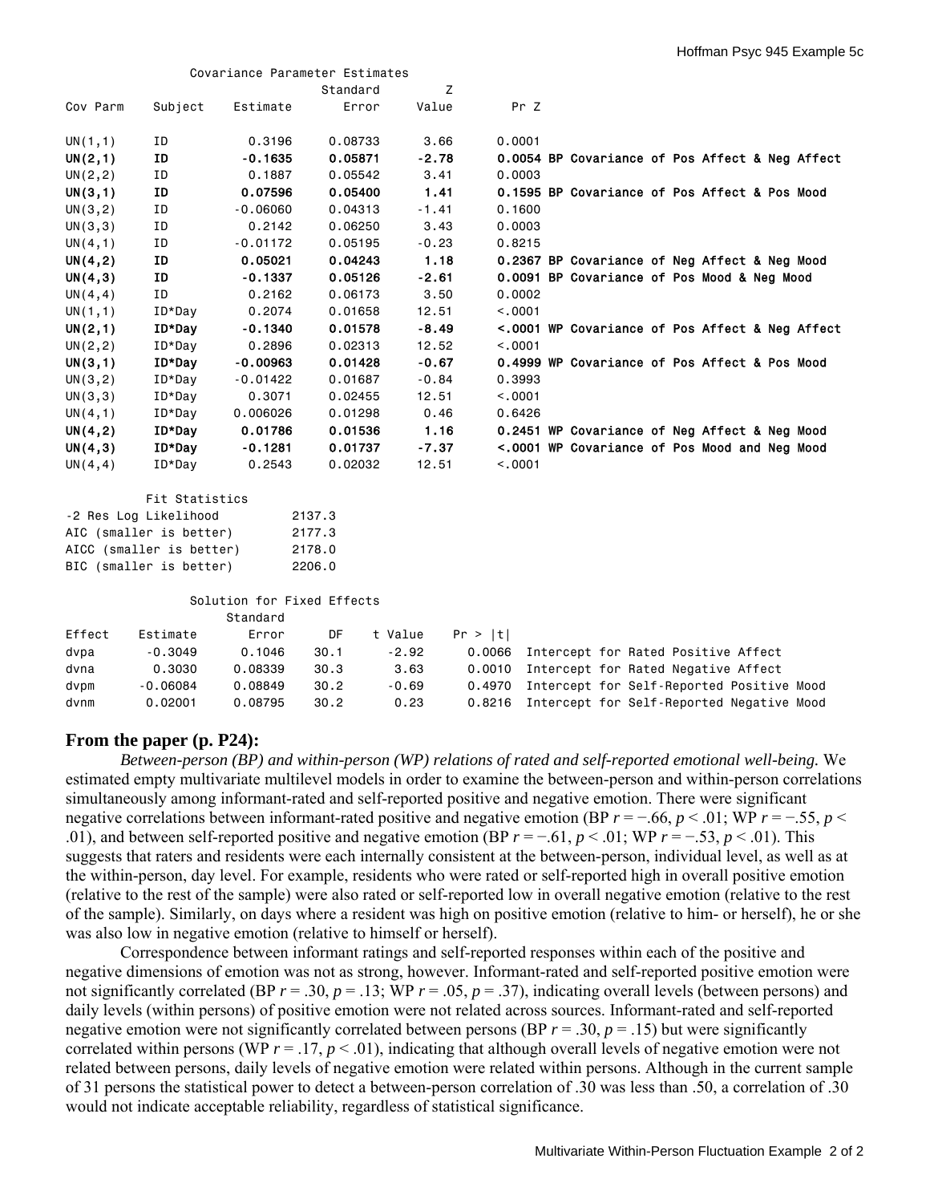Covariance Parameter Estimates

| Cov Parm | Subject | Estimate | Standard Error | Z Value | Pr Z | |
|---|---|---|---|---|---|---|
| UN(1,1) | ID | 0.3196 | 0.08733 | 3.66 | 0.0001 | |
| **UN(2,1)** | **ID** | **-0.1635** | **0.05871** | **-2.78** | **0.0054** | **BP Covariance of Pos Affect & Neg Affect** |
| UN(2,2) | ID | 0.1887 | 0.05542 | 3.41 | 0.0003 | |
| **UN(3,1)** | **ID** | **0.07596** | **0.05400** | **1.41** | **0.1595** | **BP Covariance of Pos Affect & Pos Mood** |
| UN(3,2) | ID | -0.06060 | 0.04313 | -1.41 | 0.1600 | |
| UN(3,3) | ID | 0.2142 | 0.06250 | 3.43 | 0.0003 | |
| UN(4,1) | ID | -0.01172 | 0.05195 | -0.23 | 0.8215 | |
| **UN(4,2)** | **ID** | **0.05021** | **0.04243** | **1.18** | **0.2367** | **BP Covariance of Neg Affect & Neg Mood** |
| **UN(4,3)** | **ID** | **-0.1337** | **0.05126** | **-2.61** | **0.0091** | **BP Covariance of Pos Mood & Neg Mood** |
| UN(4,4) | ID | 0.2162 | 0.06173 | 3.50 | 0.0002 | |
| UN(1,1) | ID*Day | 0.2074 | 0.01658 | 12.51 | <.0001 | |
| **UN(2,1)** | **ID*Day** | **-0.1340** | **0.01578** | **-8.49** | **<.0001** | **WP Covariance of Pos Affect & Neg Affect** |
| UN(2,2) | ID*Day | 0.2896 | 0.02313 | 12.52 | <.0001 | |
| **UN(3,1)** | **ID*Day** | **-0.00963** | **0.01428** | **-0.67** | **0.4999** | **WP Covariance of Pos Affect & Pos Mood** |
| UN(3,2) | ID*Day | -0.01422 | 0.01687 | -0.84 | 0.3993 | |
| UN(3,3) | ID*Day | 0.3071 | 0.02455 | 12.51 | <.0001 | |
| UN(4,1) | ID*Day | 0.006026 | 0.01298 | 0.46 | 0.6426 | |
| **UN(4,2)** | **ID*Day** | **0.01786** | **0.01536** | **1.16** | **0.2451** | **WP Covariance of Neg Affect & Neg Mood** |
| **UN(4,3)** | **ID*Day** | **-0.1281** | **0.01737** | **-7.37** | **<.0001** | **WP Covariance of Pos Mood and Neg Mood** |
| UN(4,4) | ID*Day | 0.2543 | 0.02032 | 12.51 | <.0001 | |

Fit Statistics

| | |
|---|---|
| -2 Res Log Likelihood | 2137.3 |
| AIC (smaller is better) | 2177.3 |
| AICC (smaller is better) | 2178.0 |
| BIC (smaller is better) | 2206.0 |

Solution for Fixed Effects

| Effect | Estimate | Standard Error | DF | t Value | Pr > \|t\| | |
|---|---|---|---|---|---|---|
| dvpa | -0.3049 | 0.1046 | 30.1 | -2.92 | 0.0066 | Intercept for Rated Positive Affect |
| dvna | 0.3030 | 0.08339 | 30.3 | 3.63 | 0.0010 | Intercept for Rated Negative Affect |
| dvpm | -0.06084 | 0.08849 | 30.2 | -0.69 | 0.4970 | Intercept for Self-Reported Positive Mood |
| dvnm | 0.02001 | 0.08795 | 30.2 | 0.23 | 0.8216 | Intercept for Self-Reported Negative Mood |

## From the paper (p. P24):

*Between-person (BP) and within-person (WP) relations of rated and self-reported emotional well-being.* We estimated empty multivariate multilevel models in order to examine the between-person and within-person correlations simultaneously among informant-rated and self-reported positive and negative emotion. There were significant negative correlations between informant-rated positive and negative emotion (BP $r = -.66$, $p < .01$; WP $r = -.55$, $p < .01$), and between self-reported positive and negative emotion (BP $r = -.61$, $p < .01$; WP $r = -.53$, $p < .01$). This suggests that raters and residents were each internally consistent at the between-person, individual level, as well as at the within-person, day level. For example, residents who were rated or self-reported high in overall positive emotion (relative to the rest of the sample) were also rated or self-reported low in overall negative emotion (relative to the rest of the sample). Similarly, on days where a resident was high on positive emotion (relative to him- or herself), he or she was also low in negative emotion (relative to himself or herself).

Correspondence between informant ratings and self-reported responses within each of the positive and negative dimensions of emotion was not as strong, however. Informant-rated and self-reported positive emotion were not significantly correlated (BP $r = .30$, $p = .13$; WP $r = .05$, $p = .37$), indicating overall levels (between persons) and daily levels (within persons) of positive emotion were not related across sources. Informant-rated and self-reported negative emotion were not significantly correlated between persons (BP $r = .30$, $p = .15$) but were significantly correlated within persons (WP $r = .17$, $p < .01$), indicating that although overall levels of negative emotion were not related between persons, daily levels of negative emotion were related within persons. Although in the current sample of 31 persons the statistical power to detect a between-person correlation of .30 was less than .50, a correlation of .30 would not indicate acceptable reliability, regardless of statistical significance.